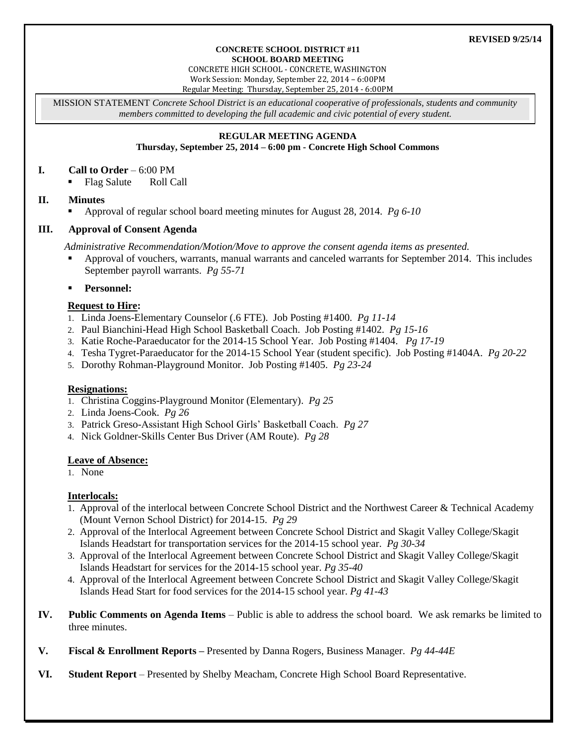**REVISED 9/25/14**

**CONCRETE SCHOOL DISTRICT #11**
**SCHOOL BOARD MEETING**
CONCRETE HIGH SCHOOL - CONCRETE, WASHINGTON
Work Session: Monday, September 22, 2014 – 6:00PM
Regular Meeting: Thursday, September 25, 2014 - 6:00PM

MISSION STATEMENT *Concrete School District is an educational cooperative of professionals, students and community members committed to developing the full academic and civic potential of every student.*

**REGULAR MEETING AGENDA**
**Thursday, September 25, 2014 – 6:00 pm - Concrete High School Commons**

## I. Call to Order – 6:00 PM

- Flag Salute  Roll Call

## II. Minutes

- Approval of regular school board meeting minutes for August 28, 2014. *Pg 6-10*

## III. Approval of Consent Agenda

*Administrative Recommendation/Motion/Move to approve the consent agenda items as presented.*

- Approval of vouchers, warrants, manual warrants and canceled warrants for September 2014. This includes September payroll warrants. *Pg 55-71*
- **Personnel:**

**Request to Hire:**

1. Linda Joens-Elementary Counselor (.6 FTE). Job Posting #1400. *Pg 11-14*
2. Paul Bianchini-Head High School Basketball Coach. Job Posting #1402. *Pg 15-16*
3. Katie Roche-Paraeducator for the 2014-15 School Year. Job Posting #1404. *Pg 17-19*
4. Tesha Tygret-Paraeducator for the 2014-15 School Year (student specific). Job Posting #1404A. *Pg 20-22*
5. Dorothy Rohman-Playground Monitor. Job Posting #1405. *Pg 23-24*

**Resignations:**

1. Christina Coggins-Playground Monitor (Elementary). *Pg 25*
2. Linda Joens-Cook. *Pg 26*
3. Patrick Greso-Assistant High School Girls' Basketball Coach. *Pg 27*
4. Nick Goldner-Skills Center Bus Driver (AM Route). *Pg 28*

**Leave of Absence:**

1. None

**Interlocals:**

1. Approval of the interlocal between Concrete School District and the Northwest Career & Technical Academy (Mount Vernon School District) for 2014-15. *Pg 29*
2. Approval of the Interlocal Agreement between Concrete School District and Skagit Valley College/Skagit Islands Headstart for transportation services for the 2014-15 school year. *Pg 30-34*
3. Approval of the Interlocal Agreement between Concrete School District and Skagit Valley College/Skagit Islands Headstart for services for the 2014-15 school year. *Pg 35-40*
4. Approval of the Interlocal Agreement between Concrete School District and Skagit Valley College/Skagit Islands Head Start for food services for the 2014-15 school year. *Pg 41-43*

## IV. Public Comments on Agenda Items – Public is able to address the school board. We ask remarks be limited to three minutes.

## V. Fiscal & Enrollment Reports – Presented by Danna Rogers, Business Manager. *Pg 44-44E*

## VI. Student Report – Presented by Shelby Meacham, Concrete High School Board Representative.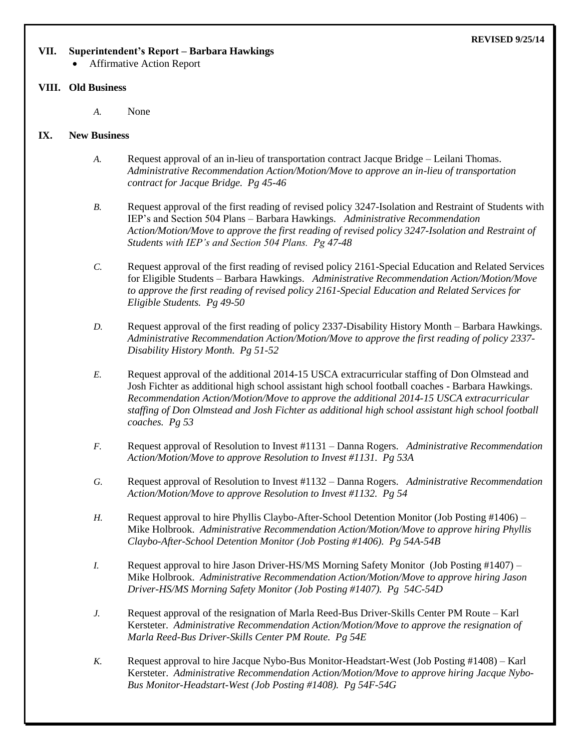**REVISED 9/25/14**

## VII. Superintendent's Report – Barbara Hawkings

- Affirmative Action Report

## VIII. Old Business

*A.* None

## IX. New Business

*A.* Request approval of an in-lieu of transportation contract Jacque Bridge – Leilani Thomas. *Administrative Recommendation Action/Motion/Move to approve an in-lieu of transportation contract for Jacque Bridge. Pg 45-46*

*B.* Request approval of the first reading of revised policy 3247-Isolation and Restraint of Students with IEP's and Section 504 Plans – Barbara Hawkings. *Administrative Recommendation Action/Motion/Move to approve the first reading of revised policy 3247-Isolation and Restraint of Students with IEP's and Section 504 Plans. Pg 47-48*

*C.* Request approval of the first reading of revised policy 2161-Special Education and Related Services for Eligible Students – Barbara Hawkings. *Administrative Recommendation Action/Motion/Move to approve the first reading of revised policy 2161-Special Education and Related Services for Eligible Students. Pg 49-50*

*D.* Request approval of the first reading of policy 2337-Disability History Month – Barbara Hawkings. *Administrative Recommendation Action/Motion/Move to approve the first reading of policy 2337-Disability History Month. Pg 51-52*

*E.* Request approval of the additional 2014-15 USCA extracurricular staffing of Don Olmstead and Josh Fichter as additional high school assistant high school football coaches - Barbara Hawkings. *Recommendation Action/Motion/Move to approve the additional 2014-15 USCA extracurricular staffing of Don Olmstead and Josh Fichter as additional high school assistant high school football coaches. Pg 53*

*F.* Request approval of Resolution to Invest #1131 – Danna Rogers. *Administrative Recommendation Action/Motion/Move to approve Resolution to Invest #1131. Pg 53A*

*G.* Request approval of Resolution to Invest #1132 – Danna Rogers. *Administrative Recommendation Action/Motion/Move to approve Resolution to Invest #1132. Pg 54*

*H.* Request approval to hire Phyllis Claybo-After-School Detention Monitor (Job Posting #1406) – Mike Holbrook. *Administrative Recommendation Action/Motion/Move to approve hiring Phyllis Claybo-After-School Detention Monitor (Job Posting #1406). Pg 54A-54B*

*I.* Request approval to hire Jason Driver-HS/MS Morning Safety Monitor (Job Posting #1407) – Mike Holbrook. *Administrative Recommendation Action/Motion/Move to approve hiring Jason Driver-HS/MS Morning Safety Monitor (Job Posting #1407). Pg 54C-54D*

*J.* Request approval of the resignation of Marla Reed-Bus Driver-Skills Center PM Route – Karl Kersteter. *Administrative Recommendation Action/Motion/Move to approve the resignation of Marla Reed-Bus Driver-Skills Center PM Route. Pg 54E*

*K.* Request approval to hire Jacque Nybo-Bus Monitor-Headstart-West (Job Posting #1408) – Karl Kersteter. *Administrative Recommendation Action/Motion/Move to approve hiring Jacque Nybo-Bus Monitor-Headstart-West (Job Posting #1408). Pg 54F-54G*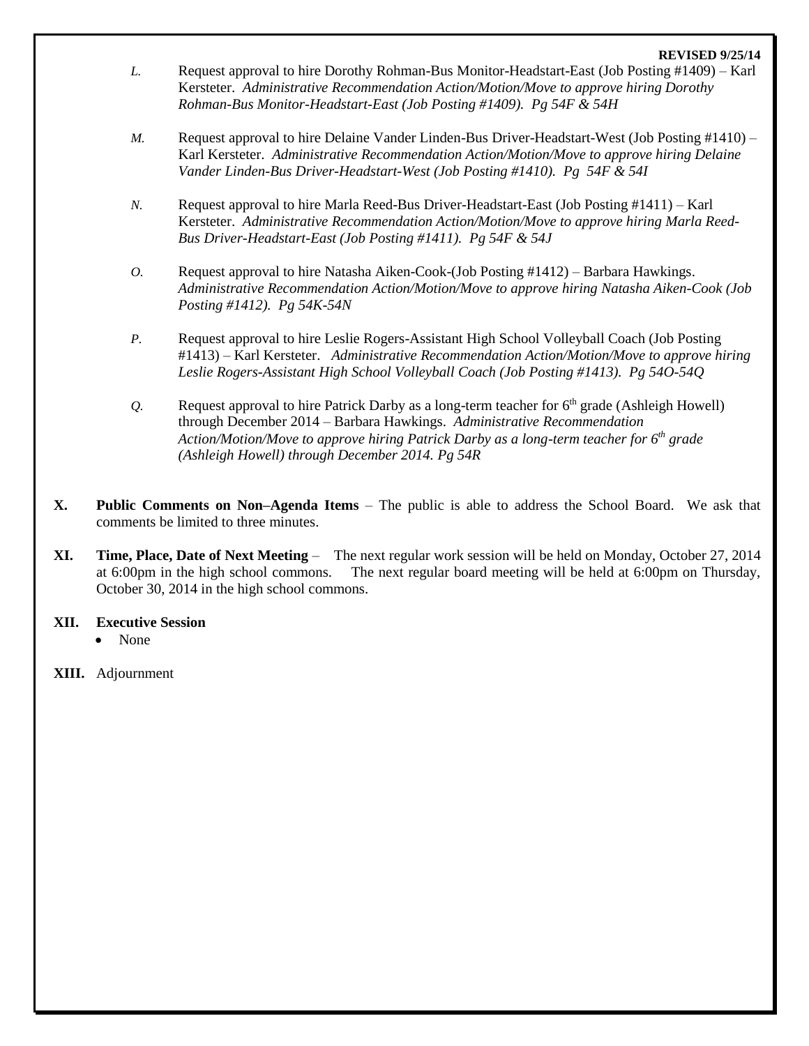**REVISED 9/25/14**

*L.* Request approval to hire Dorothy Rohman-Bus Monitor-Headstart-East (Job Posting #1409) – Karl Kersteter. *Administrative Recommendation Action/Motion/Move to approve hiring Dorothy Rohman-Bus Monitor-Headstart-East (Job Posting #1409). Pg 54F & 54H*

*M.* Request approval to hire Delaine Vander Linden-Bus Driver-Headstart-West (Job Posting #1410) – Karl Kersteter. *Administrative Recommendation Action/Motion/Move to approve hiring Delaine Vander Linden-Bus Driver-Headstart-West (Job Posting #1410). Pg 54F & 54I*

*N.* Request approval to hire Marla Reed-Bus Driver-Headstart-East (Job Posting #1411) – Karl Kersteter. *Administrative Recommendation Action/Motion/Move to approve hiring Marla Reed-Bus Driver-Headstart-East (Job Posting #1411). Pg 54F & 54J*

*O.* Request approval to hire Natasha Aiken-Cook-(Job Posting #1412) – Barbara Hawkings. *Administrative Recommendation Action/Motion/Move to approve hiring Natasha Aiken-Cook (Job Posting #1412). Pg 54K-54N*

*P.* Request approval to hire Leslie Rogers-Assistant High School Volleyball Coach (Job Posting #1413) – Karl Kersteter. *Administrative Recommendation Action/Motion/Move to approve hiring Leslie Rogers-Assistant High School Volleyball Coach (Job Posting #1413). Pg 54O-54Q*

*Q.* Request approval to hire Patrick Darby as a long-term teacher for 6th grade (Ashleigh Howell) through December 2014 – Barbara Hawkings. *Administrative Recommendation Action/Motion/Move to approve hiring Patrick Darby as a long-term teacher for 6th grade (Ashleigh Howell) through December 2014. Pg 54R*

**X. Public Comments on Non–Agenda Items** – The public is able to address the School Board. We ask that comments be limited to three minutes.

**XI. Time, Place, Date of Next Meeting** – The next regular work session will be held on Monday, October 27, 2014 at 6:00pm in the high school commons. The next regular board meeting will be held at 6:00pm on Thursday, October 30, 2014 in the high school commons.

**XII. Executive Session**

- None

**XIII.** Adjournment